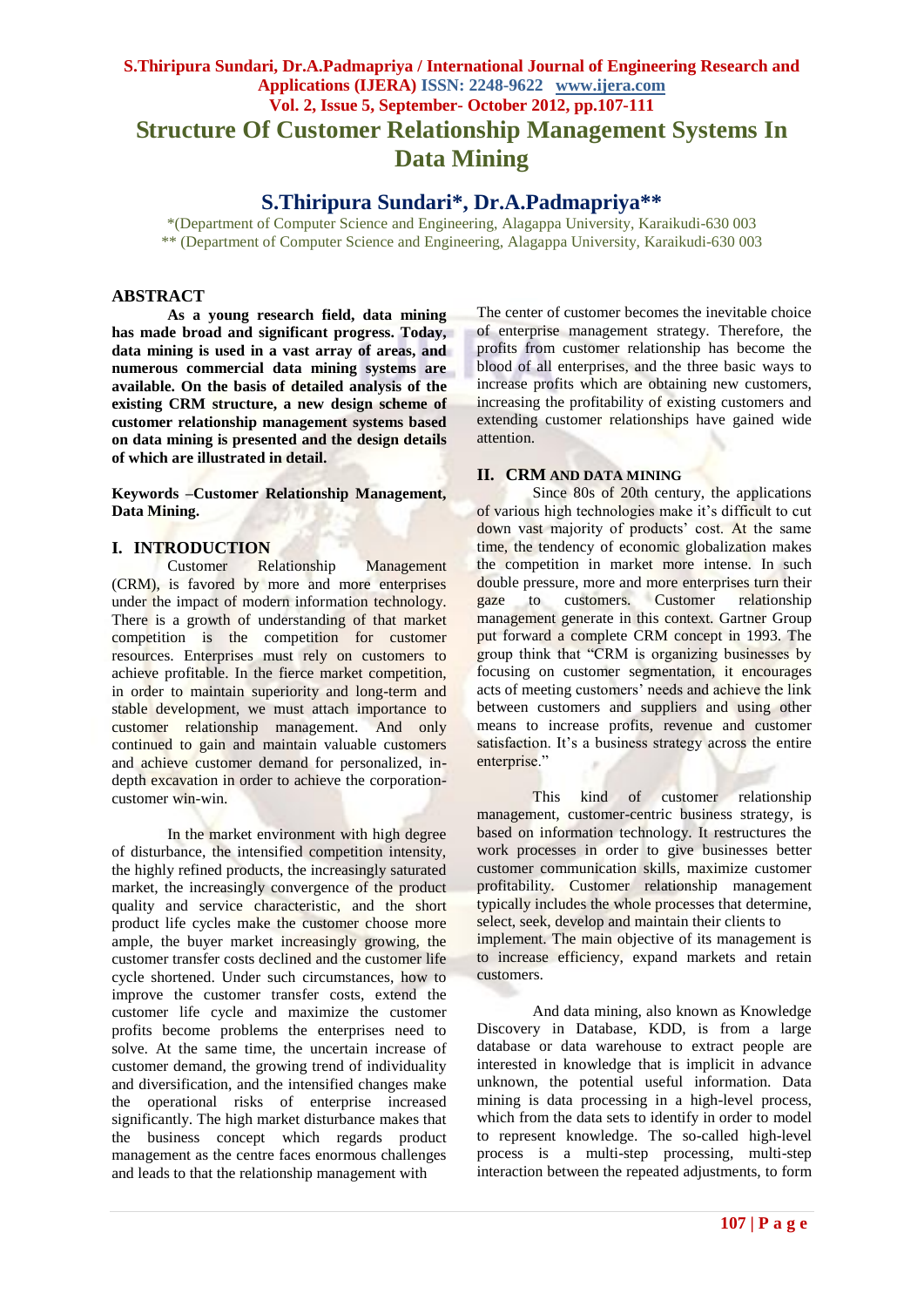# Structure Of Customer Relationship Management Systems In Data Mining

## S.Thiripura Sundari*, Dr.A.Padmapriya**

*(Department of Computer Science and Engineering, Alagappa University, Karaikudi-630 003
** (Department of Computer Science and Engineering, Alagappa University, Karaikudi-630 003

## ABSTRACT

**As a young research field, data mining has made broad and significant progress. Today, data mining is used in a vast array of areas, and numerous commercial data mining systems are available. On the basis of detailed analysis of the existing CRM structure, a new design scheme of customer relationship management systems based on data mining is presented and the design details of which are illustrated in detail.**

**Keywords –Customer Relationship Management, Data Mining.**

## I. INTRODUCTION

Customer Relationship Management (CRM), is favored by more and more enterprises under the impact of modern information technology. There is a growth of understanding of that market competition is the competition for customer resources. Enterprises must rely on customers to achieve profitable. In the fierce market competition, in order to maintain superiority and long-term and stable development, we must attach importance to customer relationship management. And only continued to gain and maintain valuable customers and achieve customer demand for personalized, in-depth excavation in order to achieve the corporation-customer win-win.

In the market environment with high degree of disturbance, the intensified competition intensity, the highly refined products, the increasingly saturated market, the increasingly convergence of the product quality and service characteristic, and the short product life cycles make the customer choose more ample, the buyer market increasingly growing, the customer transfer costs declined and the customer life cycle shortened. Under such circumstances, how to improve the customer transfer costs, extend the customer life cycle and maximize the customer profits become problems the enterprises need to solve. At the same time, the uncertain increase of customer demand, the growing trend of individuality and diversification, and the intensified changes make the operational risks of enterprise increased significantly. The high market disturbance makes that the business concept which regards product management as the centre faces enormous challenges and leads to that the relationship management with The center of customer becomes the inevitable choice of enterprise management strategy. Therefore, the profits from customer relationship has become the blood of all enterprises, and the three basic ways to increase profits which are obtaining new customers, increasing the profitability of existing customers and extending customer relationships have gained wide attention.

## II. CRM AND DATA MINING

Since 80s of 20th century, the applications of various high technologies make it's difficult to cut down vast majority of products' cost. At the same time, the tendency of economic globalization makes the competition in market more intense. In such double pressure, more and more enterprises turn their gaze to customers. Customer relationship management generate in this context. Gartner Group put forward a complete CRM concept in 1993. The group think that "CRM is organizing businesses by focusing on customer segmentation, it encourages acts of meeting customers' needs and achieve the link between customers and suppliers and using other means to increase profits, revenue and customer satisfaction. It's a business strategy across the entire enterprise."

This kind of customer relationship management, customer-centric business strategy, is based on information technology. It restructures the work processes in order to give businesses better customer communication skills, maximize customer profitability. Customer relationship management typically includes the whole processes that determine, select, seek, develop and maintain their clients to implement. The main objective of its management is to increase efficiency, expand markets and retain customers.

And data mining, also known as Knowledge Discovery in Database, KDD, is from a large database or data warehouse to extract people are interested in knowledge that is implicit in advance unknown, the potential useful information. Data mining is data processing in a high-level process, which from the data sets to identify in order to model to represent knowledge. The so-called high-level process is a multi-step processing, multi-step interaction between the repeated adjustments, to form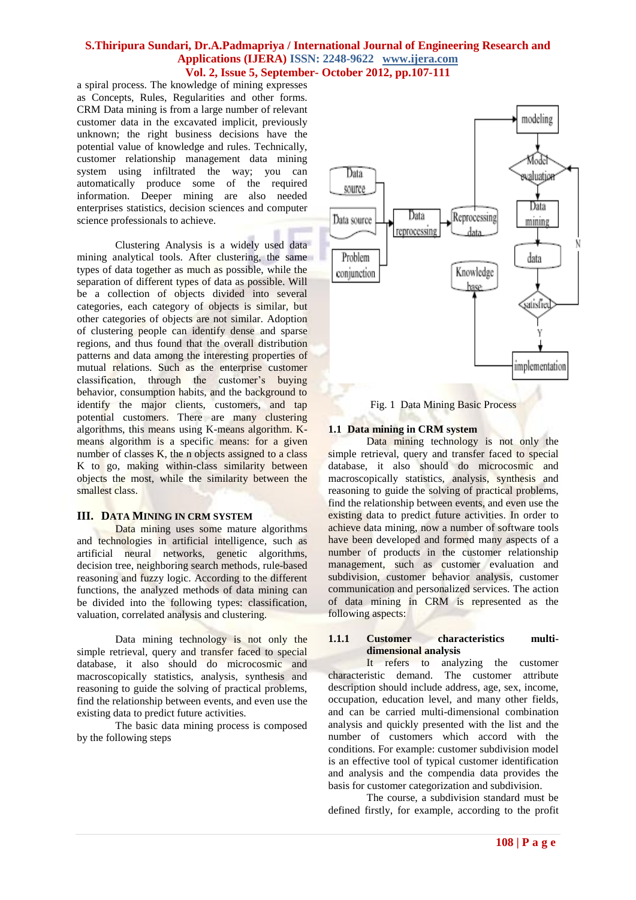a spiral process. The knowledge of mining expresses as Concepts, Rules, Regularities and other forms. CRM Data mining is from a large number of relevant customer data in the excavated implicit, previously unknown; the right business decisions have the potential value of knowledge and rules. Technically, customer relationship management data mining system using infiltrated the way; you can automatically produce some of the required information. Deeper mining are also needed enterprises statistics, decision sciences and computer science professionals to achieve.

Clustering Analysis is a widely used data mining analytical tools. After clustering, the same types of data together as much as possible, while the separation of different types of data as possible. Will be a collection of objects divided into several categories, each category of objects is similar, but other categories of objects are not similar. Adoption of clustering people can identify dense and sparse regions, and thus found that the overall distribution patterns and data among the interesting properties of mutual relations. Such as the enterprise customer classification, through the customer's buying behavior, consumption habits, and the background to identify the major clients, customers, and tap potential customers. There are many clustering algorithms, this means using K-means algorithm. K-means algorithm is a specific means: for a given number of classes K, the n objects assigned to a class K to go, making within-class similarity between objects the most, while the similarity between the smallest class.

## III. Data Mining in CRM System

Data mining uses some mature algorithms and technologies in artificial intelligence, such as artificial neural networks, genetic algorithms, decision tree, neighboring search methods, rule-based reasoning and fuzzy logic. According to the different functions, the analyzed methods of data mining can be divided into the following types: classification, valuation, correlated analysis and clustering.

Data mining technology is not only the simple retrieval, query and transfer faced to special database, it also should do microcosmic and macroscopically statistics, analysis, synthesis and reasoning to guide the solving of practical problems, find the relationship between events, and even use the existing data to predict future activities.

The basic data mining process is composed by the following steps

Fig. 1 Data Mining Basic Process

### 1.1 Data mining in CRM system

Data mining technology is not only the simple retrieval, query and transfer faced to special database, it also should do microcosmic and macroscopically statistics, analysis, synthesis and reasoning to guide the solving of practical problems, find the relationship between events, and even use the existing data to predict future activities. In order to achieve data mining, now a number of software tools have been developed and formed many aspects of a number of products in the customer relationship management, such as customer evaluation and subdivision, customer behavior analysis, customer communication and personalized services. The action of data mining in CRM is represented as the following aspects:

#### 1.1.1 Customer characteristics multi-dimensional analysis

It refers to analyzing the customer characteristic demand. The customer attribute description should include address, age, sex, income, occupation, education level, and many other fields, and can be carried multi-dimensional combination analysis and quickly presented with the list and the number of customers which accord with the conditions. For example: customer subdivision model is an effective tool of typical customer identification and analysis and the compendia data provides the basis for customer categorization and subdivision.

The course, a subdivision standard must be defined firstly, for example, according to the profit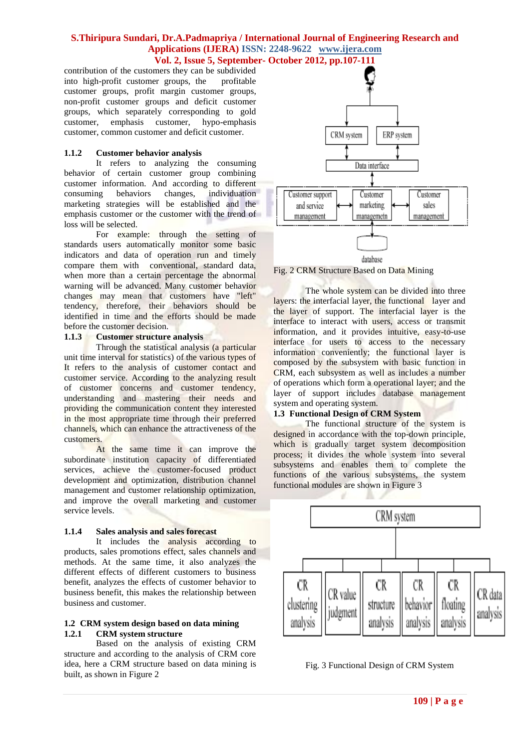contribution of the customers they can be subdivided into high-profit customer groups, the profitable customer groups, profit margin customer groups, non-profit customer groups and deficit customer groups, which separately corresponding to gold customer, emphasis customer, hypo-emphasis customer, common customer and deficit customer.

### 1.1.2 Customer behavior analysis

It refers to analyzing the consuming behavior of certain customer group combining customer information. And according to different consuming behaviors changes, individuation marketing strategies will be established and the emphasis customer or the customer with the trend of loss will be selected.

For example: through the setting of standards users automatically monitor some basic indicators and data of operation run and timely compare them with conventional, standard data, when more than a certain percentage the abnormal warning will be advanced. Many customer behavior changes may mean that customers have "left" tendency, therefore, their behaviors should be identified in time and the efforts should be made before the customer decision.

### 1.1.3 Customer structure analysis

Through the statistical analysis (a particular unit time interval for statistics) of the various types of It refers to the analysis of customer contact and customer service. According to the analyzing result of customer concerns and customer tendency, understanding and mastering their needs and providing the communication content they interested in the most appropriate time through their preferred channels, which can enhance the attractiveness of the customers.

At the same time it can improve the subordinate institution capacity of differentiated services, achieve the customer-focused product development and optimization, distribution channel management and customer relationship optimization, and improve the overall marketing and customer service levels.

### 1.1.4 Sales analysis and sales forecast

It includes the analysis according to products, sales promotions effect, sales channels and methods. At the same time, it also analyzes the different effects of different customers to business benefit, analyzes the effects of customer behavior to business benefit, this makes the relationship between business and customer.

## 1.2 CRM system design based on data mining

### 1.2.1 CRM system structure

Based on the analysis of existing CRM structure and according to the analysis of CRM core idea, here a CRM structure based on data mining is built, as shown in Figure 2

Fig. 2 CRM Structure Based on Data Mining

The whole system can be divided into three layers: the interfacial layer, the functional layer and the layer of support. The interfacial layer is the interface to interact with users, access or transmit information, and it provides intuitive, easy-to-use interface for users to access to the necessary information conveniently; the functional layer is composed by the subsystem with basic function in CRM, each subsystem as well as includes a number of operations which form a operational layer; and the layer of support includes database management system and operating system.

## 1.3 Functional Design of CRM System

The functional structure of the system is designed in accordance with the top-down principle, which is gradually target system decomposition process; it divides the whole system into several subsystems and enables them to complete the functions of the various subsystems, the system functional modules are shown in Figure 3

Fig. 3 Functional Design of CRM System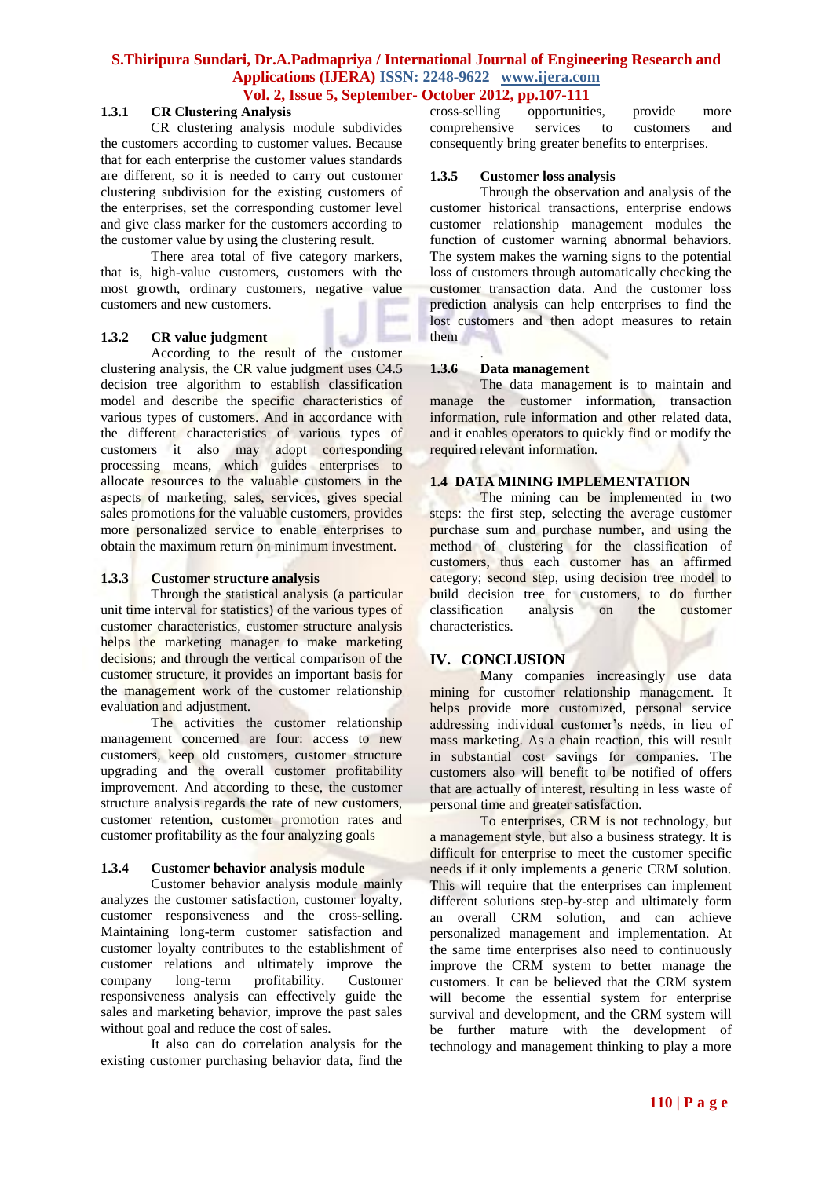#### 1.3.1 CR Clustering Analysis

CR clustering analysis module subdivides the customers according to customer values. Because that for each enterprise the customer values standards are different, so it is needed to carry out customer clustering subdivision for the existing customers of the enterprises, set the corresponding customer level and give class marker for the customers according to the customer value by using the clustering result.

There area total of five category markers, that is, high-value customers, customers with the most growth, ordinary customers, negative value customers and new customers.

#### 1.3.2 CR value judgment

According to the result of the customer clustering analysis, the CR value judgment uses C4.5 decision tree algorithm to establish classification model and describe the specific characteristics of various types of customers. And in accordance with the different characteristics of various types of customers it also may adopt corresponding processing means, which guides enterprises to allocate resources to the valuable customers in the aspects of marketing, sales, services, gives special sales promotions for the valuable customers, provides more personalized service to enable enterprises to obtain the maximum return on minimum investment.

#### 1.3.3 Customer structure analysis

Through the statistical analysis (a particular unit time interval for statistics) of the various types of customer characteristics, customer structure analysis helps the marketing manager to make marketing decisions; and through the vertical comparison of the customer structure, it provides an important basis for the management work of the customer relationship evaluation and adjustment.

The activities the customer relationship management concerned are four: access to new customers, keep old customers, customer structure upgrading and the overall customer profitability improvement. And according to these, the customer structure analysis regards the rate of new customers, customer retention, customer promotion rates and customer profitability as the four analyzing goals

#### 1.3.4 Customer behavior analysis module

Customer behavior analysis module mainly analyzes the customer satisfaction, customer loyalty, customer responsiveness and the cross-selling. Maintaining long-term customer satisfaction and customer loyalty contributes to the establishment of customer relations and ultimately improve the company long-term profitability. Customer responsiveness analysis can effectively guide the sales and marketing behavior, improve the past sales without goal and reduce the cost of sales.

It also can do correlation analysis for the existing customer purchasing behavior data, find the cross-selling opportunities, provide more comprehensive services to customers and consequently bring greater benefits to enterprises.

#### 1.3.5 Customer loss analysis

Through the observation and analysis of the customer historical transactions, enterprise endows customer relationship management modules the function of customer warning abnormal behaviors. The system makes the warning signs to the potential loss of customers through automatically checking the customer transaction data. And the customer loss prediction analysis can help enterprises to find the lost customers and then adopt measures to retain them

.

#### 1.3.6 Data management

The data management is to maintain and manage the customer information, transaction information, rule information and other related data, and it enables operators to quickly find or modify the required relevant information.

### 1.4 DATA MINING IMPLEMENTATION

The mining can be implemented in two steps: the first step, selecting the average customer purchase sum and purchase number, and using the method of clustering for the classification of customers, thus each customer has an affirmed category; second step, using decision tree model to build decision tree for customers, to do further classification analysis on the customer characteristics.

## IV. CONCLUSION

Many companies increasingly use data mining for customer relationship management. It helps provide more customized, personal service addressing individual customer's needs, in lieu of mass marketing. As a chain reaction, this will result in substantial cost savings for companies. The customers also will benefit to be notified of offers that are actually of interest, resulting in less waste of personal time and greater satisfaction.

To enterprises, CRM is not technology, but a management style, but also a business strategy. It is difficult for enterprise to meet the customer specific needs if it only implements a generic CRM solution. This will require that the enterprises can implement different solutions step-by-step and ultimately form an overall CRM solution, and can achieve personalized management and implementation. At the same time enterprises also need to continuously improve the CRM system to better manage the customers. It can be believed that the CRM system will become the essential system for enterprise survival and development, and the CRM system will be further mature with the development of technology and management thinking to play a more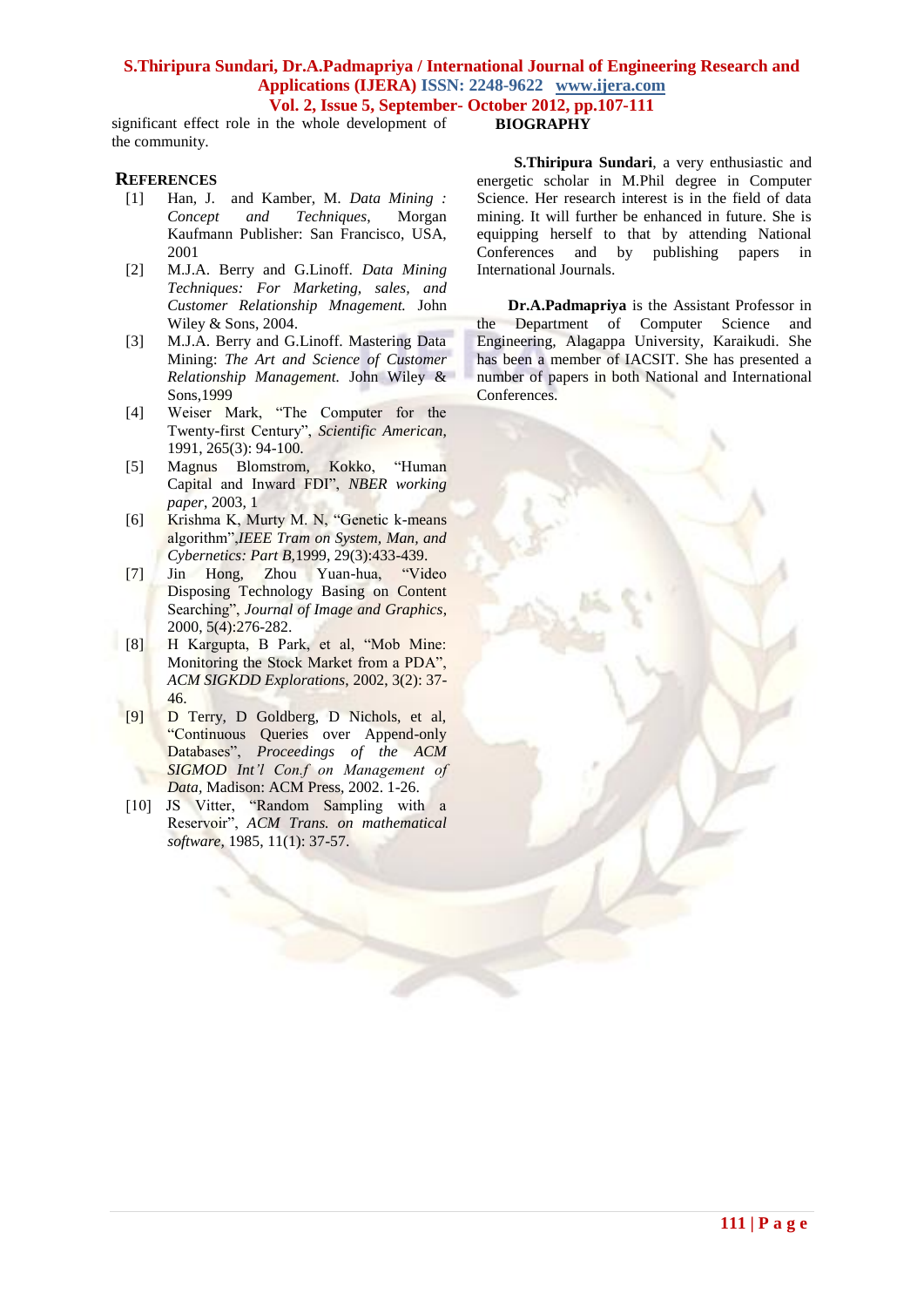significant effect role in the whole development of the community.

## REFERENCES

[1] Han, J. and Kamber, M. *Data Mining : Concept and Techniques*, Morgan Kaufmann Publisher: San Francisco, USA, 2001

[2] M.J.A. Berry and G.Linoff. *Data Mining Techniques: For Marketing, sales, and Customer Relationship Mngagement.* John Wiley & Sons, 2004.

[3] M.J.A. Berry and G.Linoff. Mastering Data Mining: *The Art and Science of Customer Relationship Management.* John Wiley & Sons,1999

[4] Weiser Mark, "The Computer for the Twenty-first Century", *Scientific American*, 1991, 265(3): 94-100.

[5] Magnus Blomstrom, Kokko, "Human Capital and Inward FDI", *NBER working paper*, 2003, 1

[6] Krishma K, Murty M. N, "Genetic k-means algorithm",*IEEE Tram on System, Man, and Cybernetics: Part B*,1999, 29(3):433-439.

[7] Jin Hong, Zhou Yuan-hua, "Video Disposing Technology Basing on Content Searching", *Journal of Image and Graphics*, 2000, 5(4):276-282.

[8] H Kargupta, B Park, et al, "Mob Mine: Monitoring the Stock Market from a PDA", *ACM SIGKDD Explorations*, 2002, 3(2): 37-46.

[9] D Terry, D Goldberg, D Nichols, et al, "Continuous Queries over Append-only Databases", *Proceedings of the ACM SIGMOD Int'l Con.f on Management of Data*, Madison: ACM Press, 2002. 1-26.

[10] JS Vitter, "Random Sampling with a Reservoir", *ACM Trans. on mathematical software*, 1985, 11(1): 37-57.

## BIOGRAPHY

**S.Thiripura Sundari**, a very enthusiastic and energetic scholar in M.Phil degree in Computer Science. Her research interest is in the field of data mining. It will further be enhanced in future. She is equipping herself to that by attending National Conferences and by publishing papers in International Journals.

**Dr.A.Padmapriya** is the Assistant Professor in the Department of Computer Science and Engineering, Alagappa University, Karaikudi. She has been a member of IACSIT. She has presented a number of papers in both National and International Conferences.